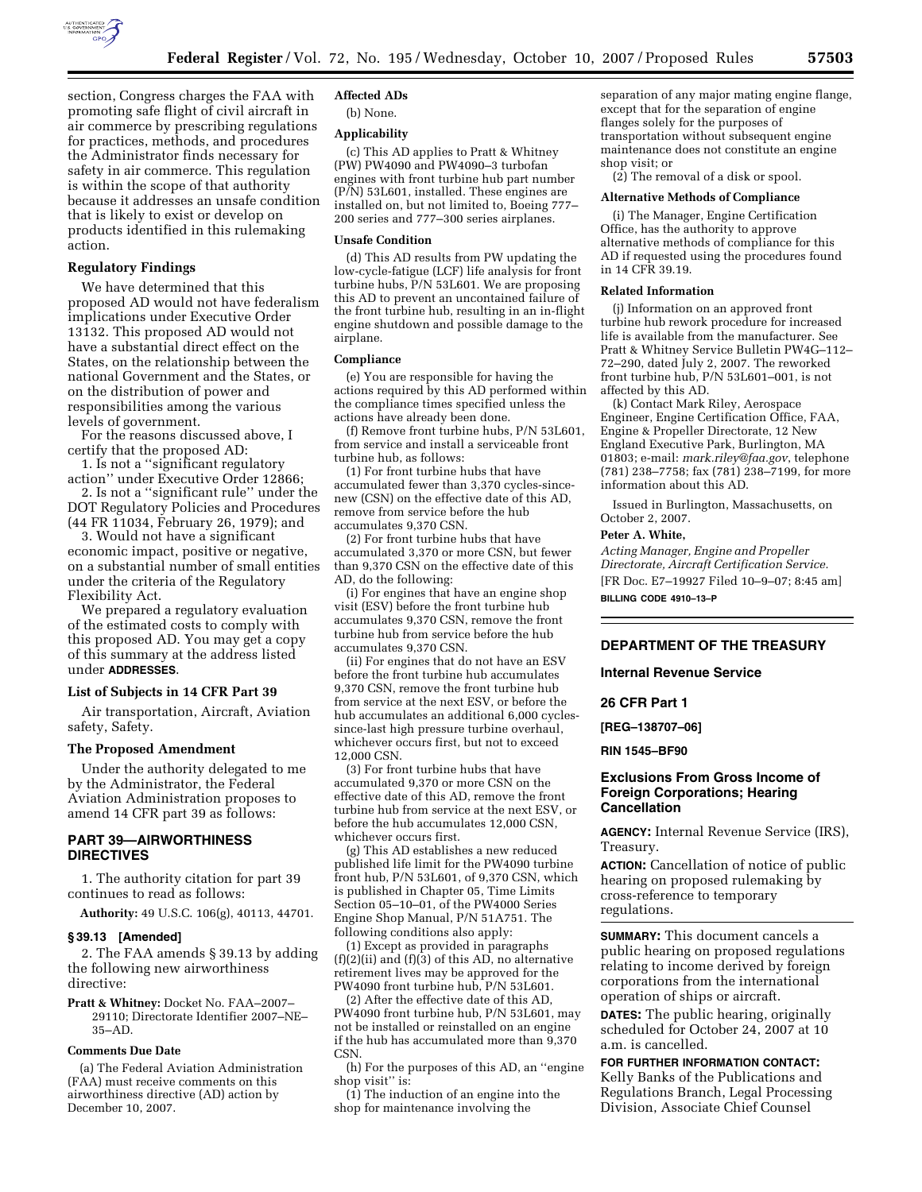section, Congress charges the FAA with promoting safe flight of civil aircraft in air commerce by prescribing regulations for practices, methods, and procedures the Administrator finds necessary for safety in air commerce. This regulation is within the scope of that authority because it addresses an unsafe condition that is likely to exist or develop on products identified in this rulemaking action.

### Regulatory Findings

We have determined that this proposed AD would not have federalism implications under Executive Order 13132. This proposed AD would not have a substantial direct effect on the States, on the relationship between the national Government and the States, or on the distribution of power and responsibilities among the various levels of government.

For the reasons discussed above, I certify that the proposed AD:

1. Is not a "significant regulatory action" under Executive Order 12866;
2. Is not a "significant rule" under the DOT Regulatory Policies and Procedures (44 FR 11034, February 26, 1979); and
3. Would not have a significant economic impact, positive or negative, on a substantial number of small entities under the criteria of the Regulatory Flexibility Act.

We prepared a regulatory evaluation of the estimated costs to comply with this proposed AD. You may get a copy of this summary at the address listed under **ADDRESSES**.

### List of Subjects in 14 CFR Part 39

Air transportation, Aircraft, Aviation safety, Safety.

### The Proposed Amendment

Under the authority delegated to me by the Administrator, the Federal Aviation Administration proposes to amend 14 CFR part 39 as follows:

## PART 39—AIRWORTHINESS DIRECTIVES

1. The authority citation for part 39 continues to read as follows:

**Authority:** 49 U.S.C. 106(g), 40113, 44701.

### § 39.13 [Amended]

2. The FAA amends § 39.13 by adding the following new airworthiness directive:

**Pratt & Whitney:** Docket No. FAA–2007–29110; Directorate Identifier 2007–NE–35–AD.

### Comments Due Date

(a) The Federal Aviation Administration (FAA) must receive comments on this airworthiness directive (AD) action by December 10, 2007.

### Affected ADs

(b) None.

### Applicability

(c) This AD applies to Pratt & Whitney (PW) PW4090 and PW4090–3 turbofan engines with front turbine hub part number (P/N) 53L601, installed. These engines are installed on, but not limited to, Boeing 777–200 series and 777–300 series airplanes.

### Unsafe Condition

(d) This AD results from PW updating the low-cycle-fatigue (LCF) life analysis for front turbine hubs, P/N 53L601. We are proposing this AD to prevent an uncontained failure of the front turbine hub, resulting in an in-flight engine shutdown and possible damage to the airplane.

### Compliance

(e) You are responsible for having the actions required by this AD performed within the compliance times specified unless the actions have already been done.

(f) Remove front turbine hubs, P/N 53L601, from service and install a serviceable front turbine hub, as follows:

(1) For front turbine hubs that have accumulated fewer than 3,370 cycles-since-new (CSN) on the effective date of this AD, remove from service before the hub accumulates 9,370 CSN.

(2) For front turbine hubs that have accumulated 3,370 or more CSN, but fewer than 9,370 CSN on the effective date of this AD, do the following:

(i) For engines that have an engine shop visit (ESV) before the front turbine hub accumulates 9,370 CSN, remove the front turbine hub from service before the hub accumulates 9,370 CSN.

(ii) For engines that do not have an ESV before the front turbine hub accumulates 9,370 CSN, remove the front turbine hub from service at the next ESV, or before the hub accumulates an additional 6,000 cycles-since-last high pressure turbine overhaul, whichever occurs first, but not to exceed 12,000 CSN.

(3) For front turbine hubs that have accumulated 9,370 or more CSN on the effective date of this AD, remove the front turbine hub from service at the next ESV, or before the hub accumulates 12,000 CSN, whichever occurs first.

(g) This AD establishes a new reduced published life limit for the PW4090 turbine front hub, P/N 53L601, of 9,370 CSN, which is published in Chapter 05, Time Limits Section 05–10–01, of the PW4000 Series Engine Shop Manual, P/N 51A751. The following conditions also apply:

(1) Except as provided in paragraphs (f)(2)(ii) and (f)(3) of this AD, no alternative retirement lives may be approved for the PW4090 front turbine hub, P/N 53L601.

(2) After the effective date of this AD, PW4090 front turbine hub, P/N 53L601, may not be installed or reinstalled on an engine if the hub has accumulated more than 9,370 CSN.

(h) For the purposes of this AD, an "engine shop visit" is:

(1) The induction of an engine into the shop for maintenance involving the separation of any major mating engine flange, except that for the separation of engine flanges solely for the purposes of transportation without subsequent engine maintenance does not constitute an engine shop visit; or

(2) The removal of a disk or spool.

### Alternative Methods of Compliance

(i) The Manager, Engine Certification Office, has the authority to approve alternative methods of compliance for this AD if requested using the procedures found in 14 CFR 39.19.

### Related Information

(j) Information on an approved front turbine hub rework procedure for increased life is available from the manufacturer. See Pratt & Whitney Service Bulletin PW4G–112–72–290, dated July 2, 2007. The reworked front turbine hub, P/N 53L601–001, is not affected by this AD.

(k) Contact Mark Riley, Aerospace Engineer, Engine Certification Office, FAA, Engine & Propeller Directorate, 12 New England Executive Park, Burlington, MA 01803; e-mail: *mark.riley@faa.gov*, telephone (781) 238–7758; fax (781) 238–7199, for more information about this AD.

Issued in Burlington, Massachusetts, on October 2, 2007.

**Peter A. White,**

*Acting Manager, Engine and Propeller Directorate, Aircraft Certification Service.*

[FR Doc. E7–19927 Filed 10–9–07; 8:45 am]

**BILLING CODE 4910–13–P**

---

## DEPARTMENT OF THE TREASURY

### Internal Revenue Service

### 26 CFR Part 1

**[REG–138707–06]**

**RIN 1545–BF90**

## Exclusions From Gross Income of Foreign Corporations; Hearing Cancellation

**AGENCY:** Internal Revenue Service (IRS), Treasury.

**ACTION:** Cancellation of notice of public hearing on proposed rulemaking by cross-reference to temporary regulations.

**SUMMARY:** This document cancels a public hearing on proposed regulations relating to income derived by foreign corporations from the international operation of ships or aircraft.

**DATES:** The public hearing, originally scheduled for October 24, 2007 at 10 a.m. is cancelled.

**FOR FURTHER INFORMATION CONTACT:** Kelly Banks of the Publications and Regulations Branch, Legal Processing Division, Associate Chief Counsel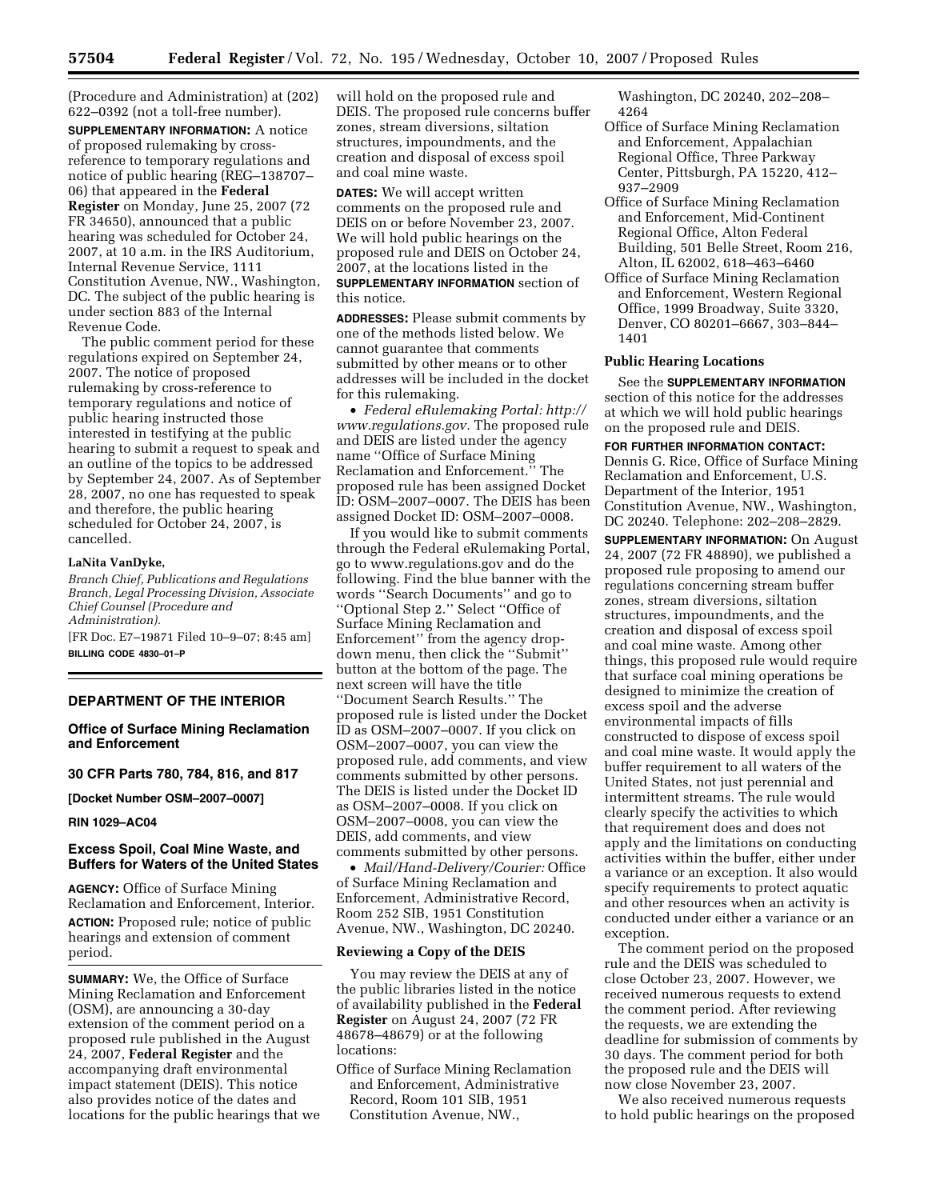(Procedure and Administration) at (202) 622–0392 (not a toll-free number).

**SUPPLEMENTARY INFORMATION:** A notice of proposed rulemaking by cross-reference to temporary regulations and notice of public hearing (REG–138707–06) that appeared in the **Federal Register** on Monday, June 25, 2007 (72 FR 34650), announced that a public hearing was scheduled for October 24, 2007, at 10 a.m. in the IRS Auditorium, Internal Revenue Service, 1111 Constitution Avenue, NW., Washington, DC. The subject of the public hearing is under section 883 of the Internal Revenue Code.

The public comment period for these regulations expired on September 24, 2007. The notice of proposed rulemaking by cross-reference to temporary regulations and notice of public hearing instructed those interested in testifying at the public hearing to submit a request to speak and an outline of the topics to be addressed by September 24, 2007. As of September 28, 2007, no one has requested to speak and therefore, the public hearing scheduled for October 24, 2007, is cancelled.

**LaNita VanDyke,**

*Branch Chief, Publications and Regulations Branch, Legal Processing Division, Associate Chief Counsel (Procedure and Administration).*

[FR Doc. E7–19871 Filed 10–9–07; 8:45 am]

**BILLING CODE 4830–01–P**

## DEPARTMENT OF THE INTERIOR

### Office of Surface Mining Reclamation and Enforcement

### 30 CFR Parts 780, 784, 816, and 817

**[Docket Number OSM–2007–0007]**

**RIN 1029–AC04**

### Excess Spoil, Coal Mine Waste, and Buffers for Waters of the United States

**AGENCY:** Office of Surface Mining Reclamation and Enforcement, Interior.

**ACTION:** Proposed rule; notice of public hearings and extension of comment period.

**SUMMARY:** We, the Office of Surface Mining Reclamation and Enforcement (OSM), are announcing a 30-day extension of the comment period on a proposed rule published in the August 24, 2007, **Federal Register** and the accompanying draft environmental impact statement (DEIS). This notice also provides notice of the dates and locations for the public hearings that we will hold on the proposed rule and DEIS. The proposed rule concerns buffer zones, stream diversions, siltation structures, impoundments, and the creation and disposal of excess spoil and coal mine waste.

**DATES:** We will accept written comments on the proposed rule and DEIS on or before November 23, 2007. We will hold public hearings on the proposed rule and DEIS on October 24, 2007, at the locations listed in the **SUPPLEMENTARY INFORMATION** section of this notice.

**ADDRESSES:** Please submit comments by one of the methods listed below. We cannot guarantee that comments submitted by other means or to other addresses will be included in the docket for this rulemaking.

- *Federal eRulemaking Portal: http://www.regulations.gov.* The proposed rule and DEIS are listed under the agency name ''Office of Surface Mining Reclamation and Enforcement.'' The proposed rule has been assigned Docket ID: OSM–2007–0007. The DEIS has been assigned Docket ID: OSM–2007–0008.

If you would like to submit comments through the Federal eRulemaking Portal, go to www.regulations.gov and do the following. Find the blue banner with the words ''Search Documents'' and go to ''Optional Step 2.'' Select ''Office of Surface Mining Reclamation and Enforcement'' from the agency drop-down menu, then click the ''Submit'' button at the bottom of the page. The next screen will have the title ''Document Search Results.'' The proposed rule is listed under the Docket ID as OSM–2007–0007. If you click on OSM–2007–0007, you can view the proposed rule, add comments, and view comments submitted by other persons. The DEIS is listed under the Docket ID as OSM–2007–0008. If you click on OSM–2007–0008, you can view the DEIS, add comments, and view comments submitted by other persons.

- *Mail/Hand-Delivery/Courier:* Office of Surface Mining Reclamation and Enforcement, Administrative Record, Room 252 SIB, 1951 Constitution Avenue, NW., Washington, DC 20240.

**Reviewing a Copy of the DEIS**

You may review the DEIS at any of the public libraries listed in the notice of availability published in the **Federal Register** on August 24, 2007 (72 FR 48678–48679) or at the following locations:

Office of Surface Mining Reclamation and Enforcement, Administrative Record, Room 101 SIB, 1951 Constitution Avenue, NW., Washington, DC 20240, 202–208–4264

Office of Surface Mining Reclamation and Enforcement, Appalachian Regional Office, Three Parkway Center, Pittsburgh, PA 15220, 412–937–2909

Office of Surface Mining Reclamation and Enforcement, Mid-Continent Regional Office, Alton Federal Building, 501 Belle Street, Room 216, Alton, IL 62002, 618–463–6460

Office of Surface Mining Reclamation and Enforcement, Western Regional Office, 1999 Broadway, Suite 3320, Denver, CO 80201–6667, 303–844–1401

**Public Hearing Locations**

See the **SUPPLEMENTARY INFORMATION** section of this notice for the addresses at which we will hold public hearings on the proposed rule and DEIS.

**FOR FURTHER INFORMATION CONTACT:** Dennis G. Rice, Office of Surface Mining Reclamation and Enforcement, U.S. Department of the Interior, 1951 Constitution Avenue, NW., Washington, DC 20240. Telephone: 202–208–2829.

**SUPPLEMENTARY INFORMATION:** On August 24, 2007 (72 FR 48890), we published a proposed rule proposing to amend our regulations concerning stream buffer zones, stream diversions, siltation structures, impoundments, and the creation and disposal of excess spoil and coal mine waste. Among other things, this proposed rule would require that surface coal mining operations be designed to minimize the creation of excess spoil and the adverse environmental impacts of fills constructed to dispose of excess spoil and coal mine waste. It would apply the buffer requirement to all waters of the United States, not just perennial and intermittent streams. The rule would clearly specify the activities to which that requirement does and does not apply and the limitations on conducting activities within the buffer, either under a variance or an exception. It also would specify requirements to protect aquatic and other resources when an activity is conducted under either a variance or an exception.

The comment period on the proposed rule and the DEIS was scheduled to close October 23, 2007. However, we received numerous requests to extend the comment period. After reviewing the requests, we are extending the deadline for submission of comments by 30 days. The comment period for both the proposed rule and the DEIS will now close November 23, 2007.

We also received numerous requests to hold public hearings on the proposed